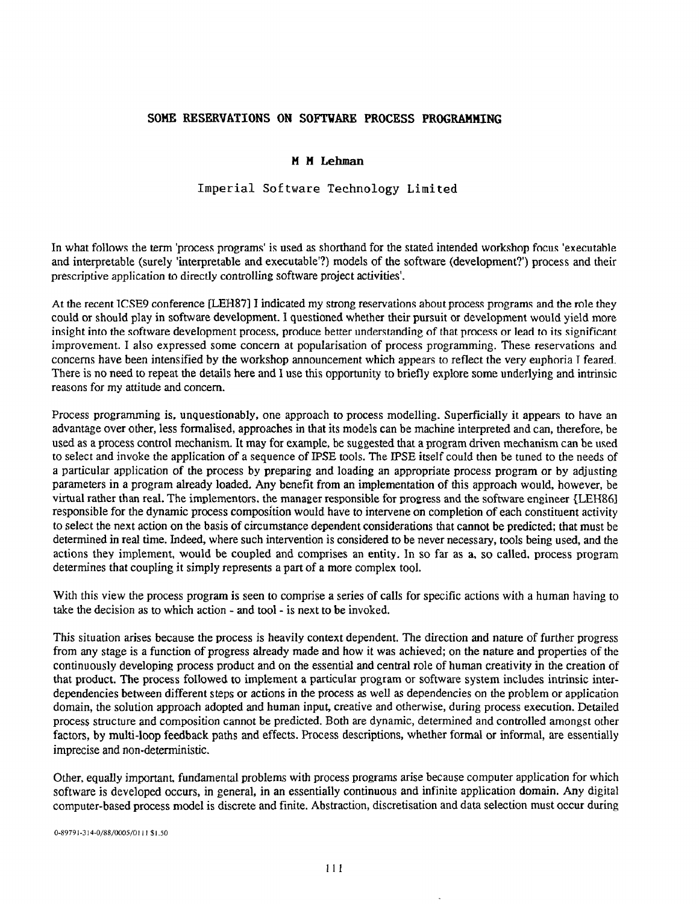# SOME RESERVATIONS ON SOFTWARE PROCESS PROGRAMMING

**M M Lehman**

Imperial Software Technology Limited

In what follows the term 'process programs' is used as shorthand for the stated intended workshop focus 'executable and interpretable (surely 'interpretable and executable'?) models of the software (development?') process and their prescriptive application to directly controlling software project activities'.

At the recent ICSE9 conference [LEH87] I indicated my strong reservations about process programs and the role they could or should play in software development. I questioned whether their pursuit or development would yield more insight into the software development process, produce better understanding of that process or lead to its significant improvement. I also expressed some concern at popularisation of process programming. These reservations and concerns have been intensified by the workshop announcement which appears to reflect the very euphoria I feared. There is no need to repeat the details here and I use this opportunity to briefly explore some underlying and intrinsic reasons for my attitude and concern.

Process programming is, unquestionably, one approach to process modelling. Superficially it appears to have an advantage over other, less formalised, approaches in that its models can be machine interpreted and can, therefore, be used as a process control mechanism. It may for example, be suggested that a program driven mechanism can be used to select and invoke the application of a sequence of IPSE tools. The IPSE itself could then be tuned to the needs of a particular application of the process by preparing and loading an appropriate process program or by adjusting parameters in a program already loaded. Any benefit from an implementation of this approach would, however, be virtual rather than real. The implementors, the manager responsible for progress and the software engineer {LEH86] responsible for the dynamic process composition would have to intervene on completion of each constituent activity to select the next action on the basis of circumstance dependent considerations that cannot be predicted; that must be determined in real time. Indeed, where such intervention is considered to be never necessary, tools being used, and the actions they implement, would be coupled and comprises an entity. In so far as a, so called, process program determines that coupling it simply represents a part of a more complex tool.

With this view the process program is seen to comprise a series of calls for specific actions with a human having to take the decision as to which action - and tool - is next to be invoked.

This situation arises because the process is heavily context dependent. The direction and nature of further progress from any stage is a function of progress already made and how it was achieved; on the nature and properties of the continuously developing process product and on the essential and central role of human creativity in the creation of that product. The process followed to implement a particular program or software system includes intrinsic inter-dependencies between different steps or actions in the process as well as dependencies on the problem or application domain, the solution approach adopted and human input, creative and otherwise, during process execution. Detailed process structure and composition cannot be predicted. Both are dynamic, determined and controlled amongst other factors, by multi-loop feedback paths and effects. Process descriptions, whether formal or informal, are essentially imprecise and non-deterministic.

Other, equally important, fundamental problems with process programs arise because computer application for which software is developed occurs, in general, in an essentially continuous and infinite application domain. Any digital computer-based process model is discrete and finite. Abstraction, discretisation and data selection must occur during

0-89791-314-0/88/0005/0111 $1.50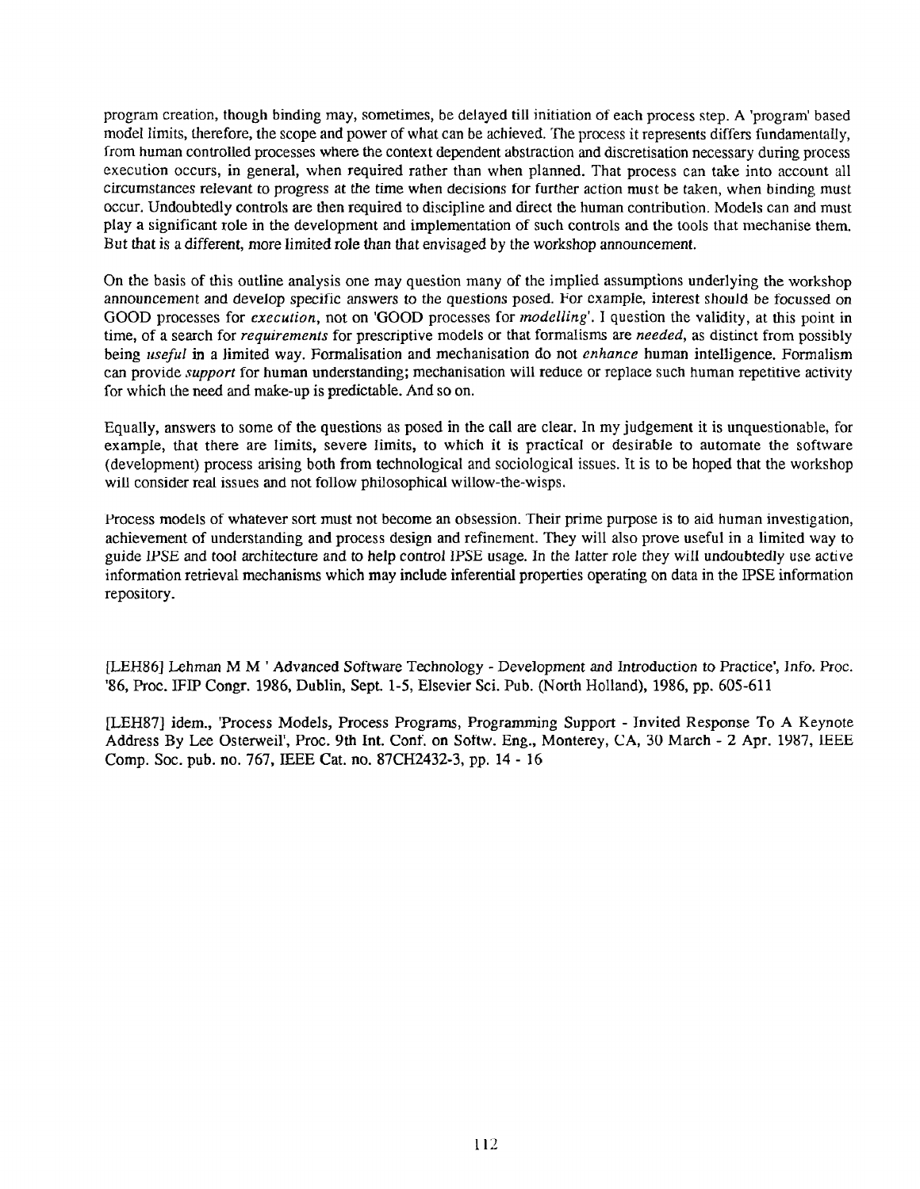program creation, though binding may, sometimes, be delayed till initiation of each process step. A 'program' based model limits, therefore, the scope and power of what can be achieved. The process it represents differs fundamentally, from human controlled processes where the context dependent abstraction and discretisation necessary during process execution occurs, in general, when required rather than when planned. That process can take into account all circumstances relevant to progress at the time when decisions for further action must be taken, when binding must occur. Undoubtedly controls are then required to discipline and direct the human contribution. Models can and must play a significant role in the development and implementation of such controls and the tools that mechanise them. But that is a different, more limited role than that envisaged by the workshop announcement.

On the basis of this outline analysis one may question many of the implied assumptions underlying the workshop announcement and develop specific answers to the questions posed. For example, interest should be focussed on GOOD processes for *execution*, not on 'GOOD processes for *modelling*'. I question the validity, at this point in time, of a search for *requirements* for prescriptive models or that formalisms are *needed*, as distinct from possibly being *useful* in a limited way. Formalisation and mechanisation do not *enhance* human intelligence. Formalism can provide *support* for human understanding; mechanisation will reduce or replace such human repetitive activity for which the need and make-up is predictable. And so on.

Equally, answers to some of the questions as posed in the call are clear. In my judgement it is unquestionable, for example, that there are limits, severe limits, to which it is practical or desirable to automate the software (development) process arising both from technological and sociological issues. It is to be hoped that the workshop will consider real issues and not follow philosophical willow-the-wisps.

Process models of whatever sort must not become an obsession. Their prime purpose is to aid human investigation, achievement of understanding and process design and refinement. They will also prove useful in a limited way to guide IPSE and tool architecture and to help control IPSE usage. In the latter role they will undoubtedly use active information retrieval mechanisms which may include inferential properties operating on data in the IPSE information repository.

[LEH86] Lehman M M ' Advanced Software Technology - Development and Introduction to Practice', Info. Proc. '86, Proc. IFIP Congr. 1986, Dublin, Sept. 1-5, Elsevier Sci. Pub. (North Holland), 1986, pp. 605-611

[LEH87] idem., 'Process Models, Process Programs, Programming Support - Invited Response To A Keynote Address By Lee Osterweil', Proc. 9th Int. Conf. on Softw. Eng., Monterey, CA, 30 March - 2 Apr. 1987, IEEE Comp. Soc. pub. no. 767, IEEE Cat. no. 87CH2432-3, pp. 14 - 16